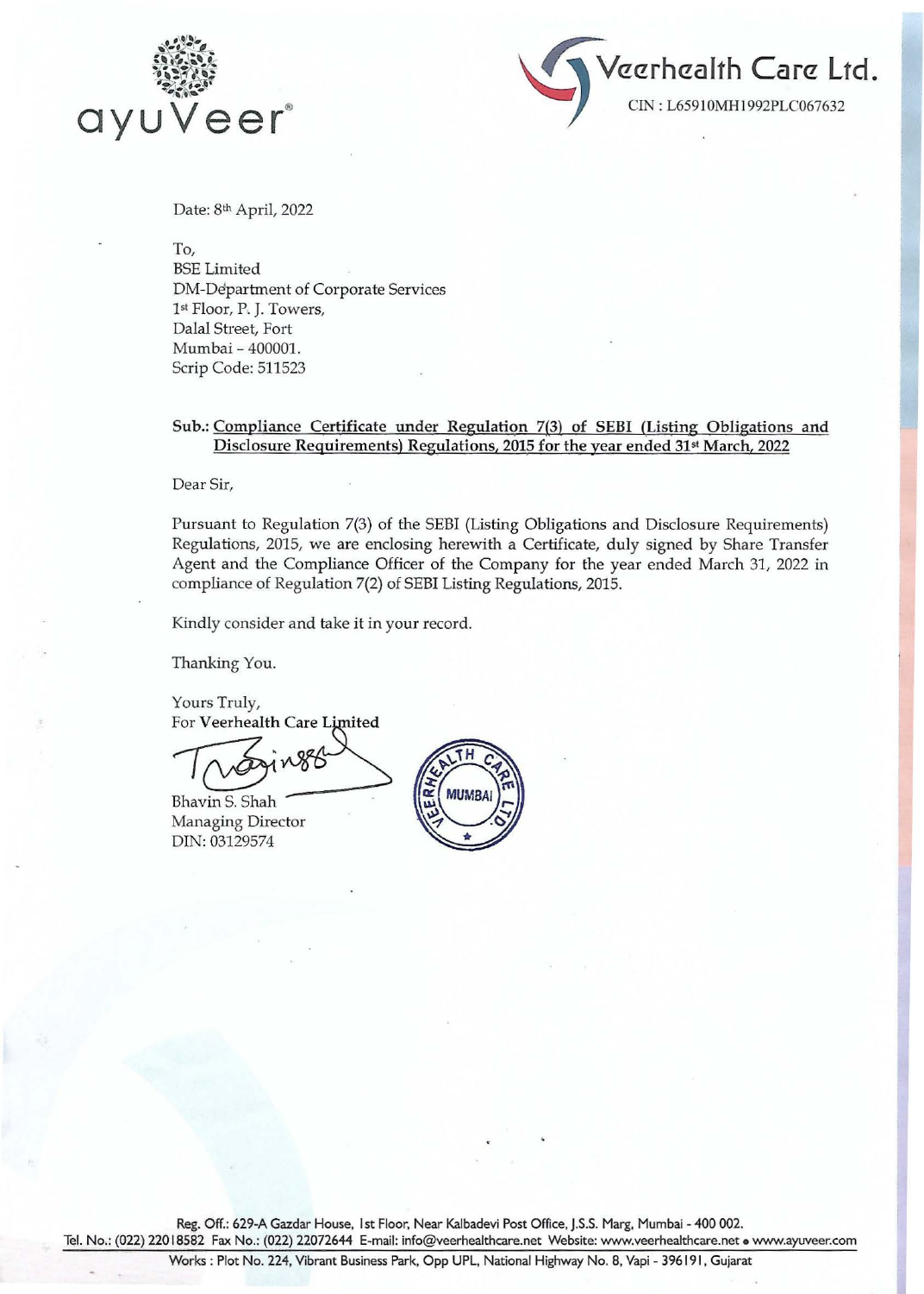ayuVeer®

**Veerhealth Care Ltd.**

CIN : L65910MH1992PLC067632

Date: 8th April, 2022

To,
BSE Limited
DM-Department of Corporate Services
1st Floor, P. J. Towers,
Dalal Street, Fort
Mumbai – 400001.
Scrip Code: 511523

**Sub.: Compliance Certificate under Regulation 7(3) of SEBI (Listing Obligations and Disclosure Requirements) Regulations, 2015 for the year ended 31st March, 2022**

Dear Sir,

Pursuant to Regulation 7(3) of the SEBI (Listing Obligations and Disclosure Requirements) Regulations, 2015, we are enclosing herewith a Certificate, duly signed by Share Transfer Agent and the Compliance Officer of the Company for the year ended March 31, 2022 in compliance of Regulation 7(2) of SEBI Listing Regulations, 2015.

Kindly consider and take it in your record.

Thanking You.

Yours Truly,
For **Veerhealth Care Limited**

Bhavin S. Shah
Managing Director
DIN: 03129574

Reg. Off.: 629-A Gazdar House, 1st Floor, Near Kalbadevi Post Office, J.S.S. Marg, Mumbai - 400 002.
Tel. No.: (022) 22018582 Fax No.: (022) 22072644 E-mail: info@veerhealthcare.net Website: www.veerhealthcare.net • www.ayuveer.com
Works : Plot No. 224, Vibrant Business Park, Opp UPL, National Highway No. 8, Vapi - 396191, Gujarat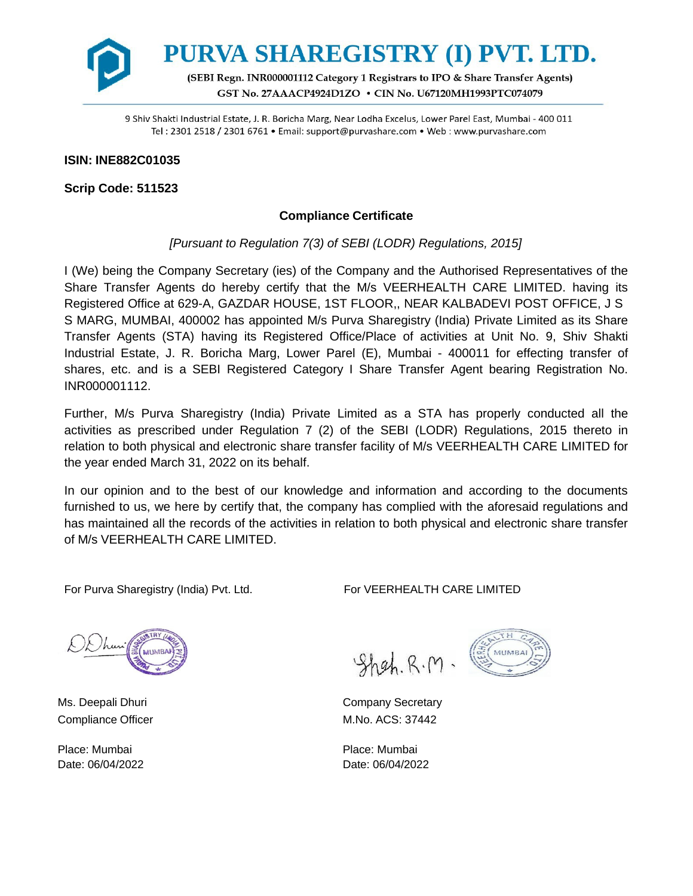# PURVA SHAREGISTRY (I) PVT. LTD.

(SEBI Regn. INR000001112 Category 1 Registrars to IPO & Share Transfer Agents)
GST No. 27AAACP4924D1ZO • CIN No. U67120MH1993PTC074079

9 Shiv Shakti Industrial Estate, J. R. Boricha Marg, Near Lodha Excelus, Lower Parel East, Mumbai - 400 011
Tel : 2301 2518 / 2301 6761 • Email: support@purvashare.com • Web : www.purvashare.com

**ISIN: INE882C01035**

**Scrip Code: 511523**

**Compliance Certificate**

*[Pursuant to Regulation 7(3) of SEBI (LODR) Regulations, 2015]*

I (We) being the Company Secretary (ies) of the Company and the Authorised Representatives of the Share Transfer Agents do hereby certify that the M/s VEERHEALTH CARE LIMITED. having its Registered Office at 629-A, GAZDAR HOUSE, 1ST FLOOR,, NEAR KALBADEVI POST OFFICE, J S S MARG, MUMBAI, 400002 has appointed M/s Purva Sharegistry (India) Private Limited as its Share Transfer Agents (STA) having its Registered Office/Place of activities at Unit No. 9, Shiv Shakti Industrial Estate, J. R. Boricha Marg, Lower Parel (E), Mumbai - 400011 for effecting transfer of shares, etc. and is a SEBI Registered Category I Share Transfer Agent bearing Registration No. INR000001112.

Further, M/s Purva Sharegistry (India) Private Limited as a STA has properly conducted all the activities as prescribed under Regulation 7 (2) of the SEBI (LODR) Regulations, 2015 thereto in relation to both physical and electronic share transfer facility of M/s VEERHEALTH CARE LIMITED for the year ended March 31, 2022 on its behalf.

In our opinion and to the best of our knowledge and information and according to the documents furnished to us, we here by certify that, the company has complied with the aforesaid regulations and has maintained all the records of the activities in relation to both physical and electronic share transfer of M/s VEERHEALTH CARE LIMITED.

For Purva Sharegistry (India) Pvt. Ltd.

Ms. Deepali Dhuri
Compliance Officer

Place: Mumbai
Date: 06/04/2022

For VEERHEALTH CARE LIMITED

Shah. R.M.

Company Secretary
M.No. ACS: 37442

Place: Mumbai
Date: 06/04/2022